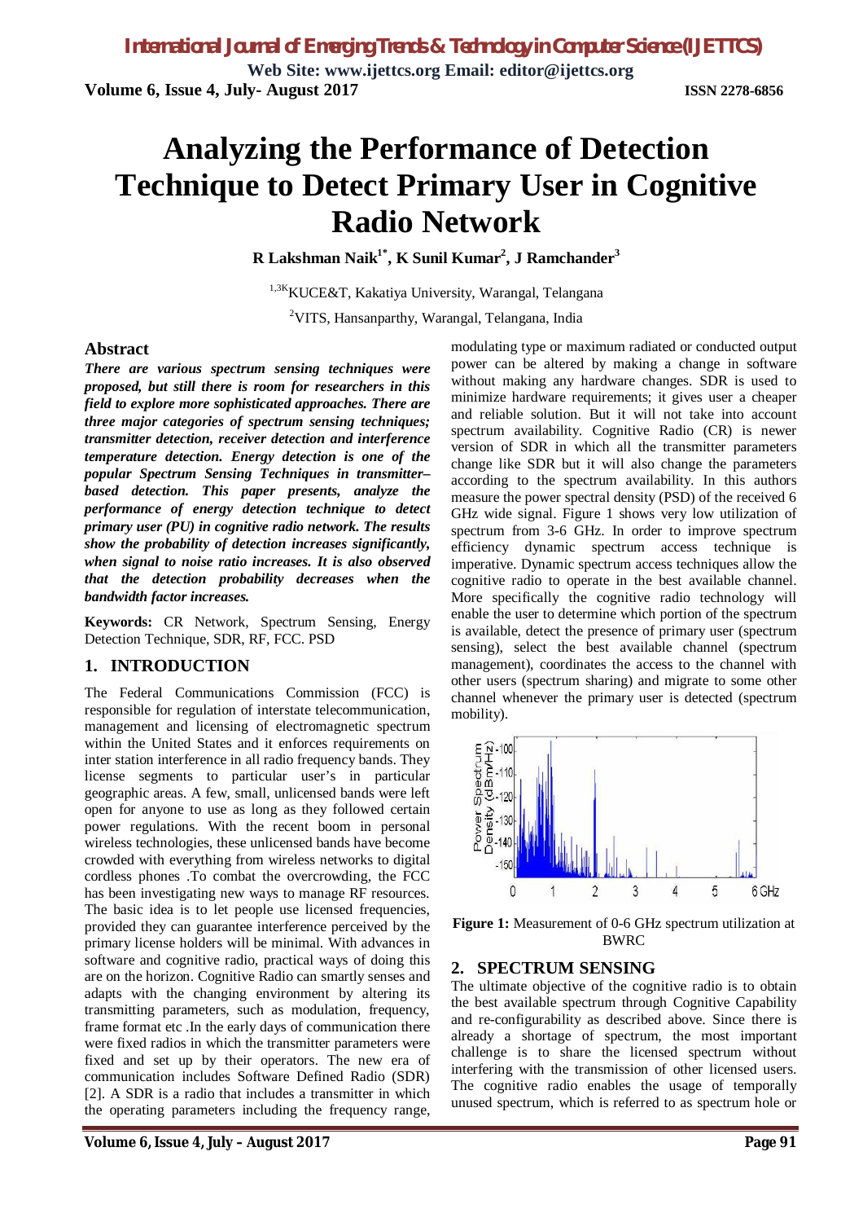# Analyzing the Performance of Detection Technique to Detect Primary User in Cognitive Radio Network

**R Lakshman Naik[1*], K Sunil Kumar[2], J Ramchander[3]**

[1,3]KUCE&T, Kakatiya University, Warangal, Telangana

[2]VITS, Hansanparthy, Warangal, Telangana, India

## Abstract

***There are various spectrum sensing techniques were proposed, but still there is room for researchers in this field to explore more sophisticated approaches. There are three major categories of spectrum sensing techniques; transmitter detection, receiver detection and interference temperature detection. Energy detection is one of the popular Spectrum Sensing Techniques in transmitter–based detection. This paper presents, analyze the performance of energy detection technique to detect primary user (PU) in cognitive radio network. The results show the probability of detection increases significantly, when signal to noise ratio increases. It is also observed that the detection probability decreases when the bandwidth factor increases.***

**Keywords:** CR Network, Spectrum Sensing, Energy Detection Technique, SDR, RF, FCC. PSD

## 1. INTRODUCTION

The Federal Communications Commission (FCC) is responsible for regulation of interstate telecommunication, management and licensing of electromagnetic spectrum within the United States and it enforces requirements on inter station interference in all radio frequency bands. They license segments to particular user's in particular geographic areas. A few, small, unlicensed bands were left open for anyone to use as long as they followed certain power regulations. With the recent boom in personal wireless technologies, these unlicensed bands have become crowded with everything from wireless networks to digital cordless phones .To combat the overcrowding, the FCC has been investigating new ways to manage RF resources. The basic idea is to let people use licensed frequencies, provided they can guarantee interference perceived by the primary license holders will be minimal. With advances in software and cognitive radio, practical ways of doing this are on the horizon. Cognitive Radio can smartly senses and adapts with the changing environment by altering its transmitting parameters, such as modulation, frequency, frame format etc .In the early days of communication there were fixed radios in which the transmitter parameters were fixed and set up by their operators. The new era of communication includes Software Defined Radio (SDR) [2]. A SDR is a radio that includes a transmitter in which the operating parameters including the frequency range, modulating type or maximum radiated or conducted output power can be altered by making a change in software without making any hardware changes. SDR is used to minimize hardware requirements; it gives user a cheaper and reliable solution. But it will not take into account spectrum availability. Cognitive Radio (CR) is newer version of SDR in which all the transmitter parameters change like SDR but it will also change the parameters according to the spectrum availability. In this authors measure the power spectral density (PSD) of the received 6 GHz wide signal. Figure 1 shows very low utilization of spectrum from 3-6 GHz. In order to improve spectrum efficiency dynamic spectrum access technique is imperative. Dynamic spectrum access techniques allow the cognitive radio to operate in the best available channel. More specifically the cognitive radio technology will enable the user to determine which portion of the spectrum is available, detect the presence of primary user (spectrum sensing), select the best available channel (spectrum management), coordinates the access to the channel with other users (spectrum sharing) and migrate to some other channel whenever the primary user is detected (spectrum mobility).

**Figure 1:** Measurement of 0-6 GHz spectrum utilization at BWRC

## 2. SPECTRUM SENSING

The ultimate objective of the cognitive radio is to obtain the best available spectrum through Cognitive Capability and re-configurability as described above. Since there is already a shortage of spectrum, the most important challenge is to share the licensed spectrum without interfering with the transmission of other licensed users. The cognitive radio enables the usage of temporally unused spectrum, which is referred to as spectrum hole or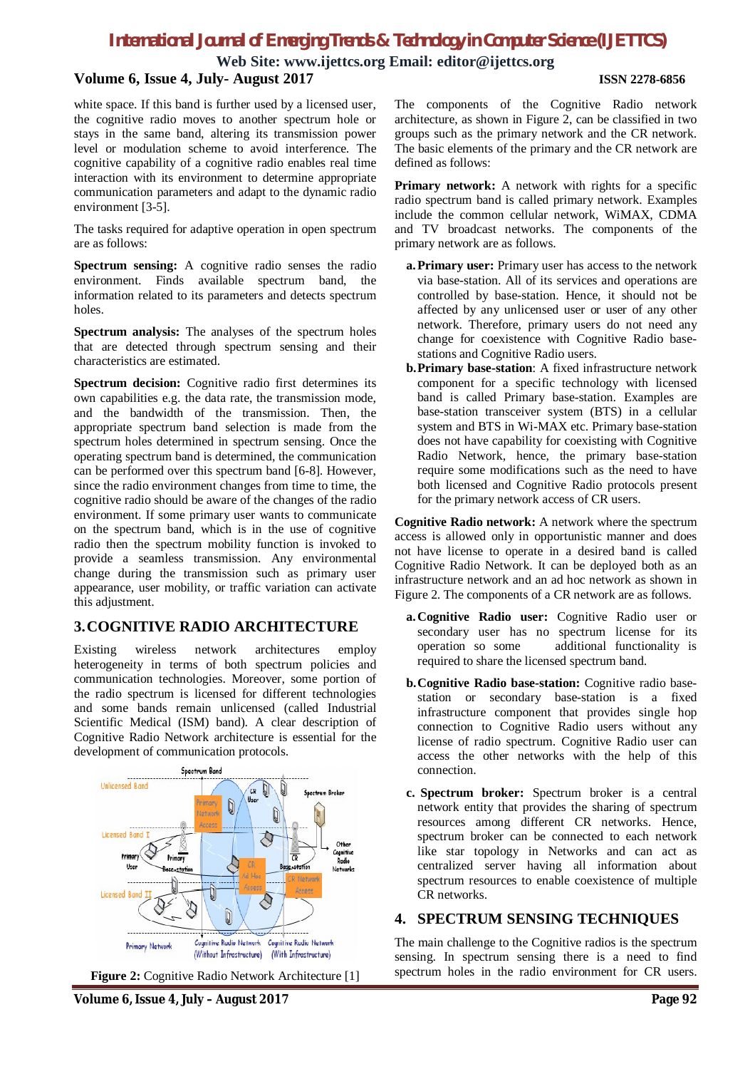white space. If this band is further used by a licensed user, the cognitive radio moves to another spectrum hole or stays in the same band, altering its transmission power level or modulation scheme to avoid interference. The cognitive capability of a cognitive radio enables real time interaction with its environment to determine appropriate communication parameters and adapt to the dynamic radio environment [3-5].

The tasks required for adaptive operation in open spectrum are as follows:

**Spectrum sensing:** A cognitive radio senses the radio environment. Finds available spectrum band, the information related to its parameters and detects spectrum holes.

**Spectrum analysis:** The analyses of the spectrum holes that are detected through spectrum sensing and their characteristics are estimated.

**Spectrum decision:** Cognitive radio first determines its own capabilities e.g. the data rate, the transmission mode, and the bandwidth of the transmission. Then, the appropriate spectrum band selection is made from the spectrum holes determined in spectrum sensing. Once the operating spectrum band is determined, the communication can be performed over this spectrum band [6-8]. However, since the radio environment changes from time to time, the cognitive radio should be aware of the changes of the radio environment. If some primary user wants to communicate on the spectrum band, which is in the use of cognitive radio then the spectrum mobility function is invoked to provide a seamless transmission. Any environmental change during the transmission such as primary user appearance, user mobility, or traffic variation can activate this adjustment.

## 3. COGNITIVE RADIO ARCHITECTURE

Existing wireless network architectures employ heterogeneity in terms of both spectrum policies and communication technologies. Moreover, some portion of the radio spectrum is licensed for different technologies and some bands remain unlicensed (called Industrial Scientific Medical (ISM) band). A clear description of Cognitive Radio Network architecture is essential for the development of communication protocols.

**Figure 2:** Cognitive Radio Network Architecture [1]

The components of the Cognitive Radio network architecture, as shown in Figure 2, can be classified in two groups such as the primary network and the CR network. The basic elements of the primary and the CR network are defined as follows:

**Primary network:** A network with rights for a specific radio spectrum band is called primary network. Examples include the common cellular network, WiMAX, CDMA and TV broadcast networks. The components of the primary network are as follows.

a. **Primary user:** Primary user has access to the network via base-station. All of its services and operations are controlled by base-station. Hence, it should not be affected by any unlicensed user or user of any other network. Therefore, primary users do not need any change for coexistence with Cognitive Radio base-stations and Cognitive Radio users.
b. **Primary base-station**: A fixed infrastructure network component for a specific technology with licensed band is called Primary base-station. Examples are base-station transceiver system (BTS) in a cellular system and BTS in Wi-MAX etc. Primary base-station does not have capability for coexisting with Cognitive Radio Network, hence, the primary base-station require some modifications such as the need to have both licensed and Cognitive Radio protocols present for the primary network access of CR users.

**Cognitive Radio network:** A network where the spectrum access is allowed only in opportunistic manner and does not have license to operate in a desired band is called Cognitive Radio Network. It can be deployed both as an infrastructure network and an ad hoc network as shown in Figure 2. The components of a CR network are as follows.

a. **Cognitive Radio user:** Cognitive Radio user or secondary user has no spectrum license for its operation so some additional functionality is required to share the licensed spectrum band.
b. **Cognitive Radio base-station:** Cognitive radio base-station or secondary base-station is a fixed infrastructure component that provides single hop connection to Cognitive Radio users without any license of radio spectrum. Cognitive Radio user can access the other networks with the help of this connection.
c. **Spectrum broker:** Spectrum broker is a central network entity that provides the sharing of spectrum resources among different CR networks. Hence, spectrum broker can be connected to each network like star topology in Networks and can act as centralized server having all information about spectrum resources to enable coexistence of multiple CR networks.

## 4. SPECTRUM SENSING TECHNIQUES

The main challenge to the Cognitive radios is the spectrum sensing. In spectrum sensing there is a need to find spectrum holes in the radio environment for CR users.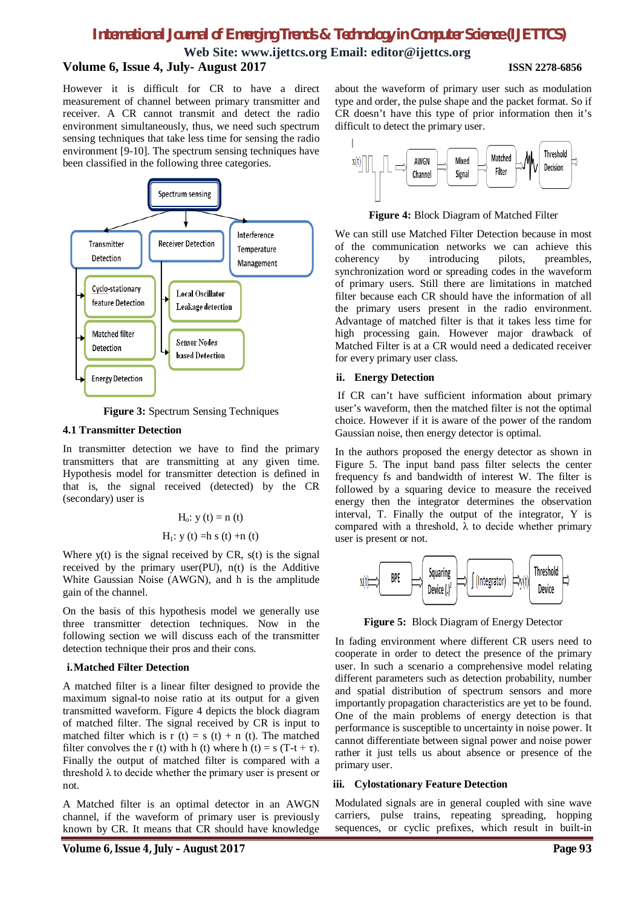However it is difficult for CR to have a direct measurement of channel between primary transmitter and receiver. A CR cannot transmit and detect the radio environment simultaneously, thus, we need such spectrum sensing techniques that take less time for sensing the radio environment [9-10]. The spectrum sensing techniques have been classified in the following three categories.

**Figure 3:** Spectrum Sensing Techniques

### 4.1 Transmitter Detection

In transmitter detection we have to find the primary transmitters that are transmitting at any given time. Hypothesis model for transmitter detection is defined in that is, the signal received (detected) by the CR (secondary) user is

$$H_o: y(t) = n(t)$$

$$H_1: y(t) = h\, s(t) + n(t)$$

Where y(t) is the signal received by CR, s(t) is the signal received by the primary user(PU), n(t) is the Additive White Gaussian Noise (AWGN), and h is the amplitude gain of the channel.

On the basis of this hypothesis model we generally use three transmitter detection techniques. Now in the following section we will discuss each of the transmitter detection technique their pros and their cons.

#### i. Matched Filter Detection

A matched filter is a linear filter designed to provide the maximum signal-to noise ratio at its output for a given transmitted waveform. Figure 4 depicts the block diagram of matched filter. The signal received by CR is input to matched filter which is r (t) = s (t) + n (t). The matched filter convolves the r (t) with h (t) where h (t) = s (T-t + τ). Finally the output of matched filter is compared with a threshold λ to decide whether the primary user is present or not.

A Matched filter is an optimal detector in an AWGN channel, if the waveform of primary user is previously known by CR. It means that CR should have knowledge about the waveform of primary user such as modulation type and order, the pulse shape and the packet format. So if CR doesn't have this type of prior information then it's difficult to detect the primary user.

**Figure 4:** Block Diagram of Matched Filter

We can still use Matched Filter Detection because in most of the communication networks we can achieve this coherency by introducing pilots, preambles, synchronization word or spreading codes in the waveform of primary users. Still there are limitations in matched filter because each CR should have the information of all the primary users present in the radio environment. Advantage of matched filter is that it takes less time for high processing gain. However major drawback of Matched Filter is at a CR would need a dedicated receiver for every primary user class.

#### ii. Energy Detection

If CR can't have sufficient information about primary user's waveform, then the matched filter is not the optimal choice. However if it is aware of the power of the random Gaussian noise, then energy detector is optimal.

In the authors proposed the energy detector as shown in Figure 5. The input band pass filter selects the center frequency fs and bandwidth of interest W. The filter is followed by a squaring device to measure the received energy then the integrator determines the observation interval, T. Finally the output of the integrator, Y is compared with a threshold, λ to decide whether primary user is present or not.

**Figure 5:** Block Diagram of Energy Detector

In fading environment where different CR users need to cooperate in order to detect the presence of the primary user. In such a scenario a comprehensive model relating different parameters such as detection probability, number and spatial distribution of spectrum sensors and more importantly propagation characteristics are yet to be found. One of the main problems of energy detection is that performance is susceptible to uncertainty in noise power. It cannot differentiate between signal power and noise power rather it just tells us about absence or presence of the primary user.

#### iii. Cylostationary Feature Detection

Modulated signals are in general coupled with sine wave carriers, pulse trains, repeating spreading, hopping sequences, or cyclic prefixes, which result in built-in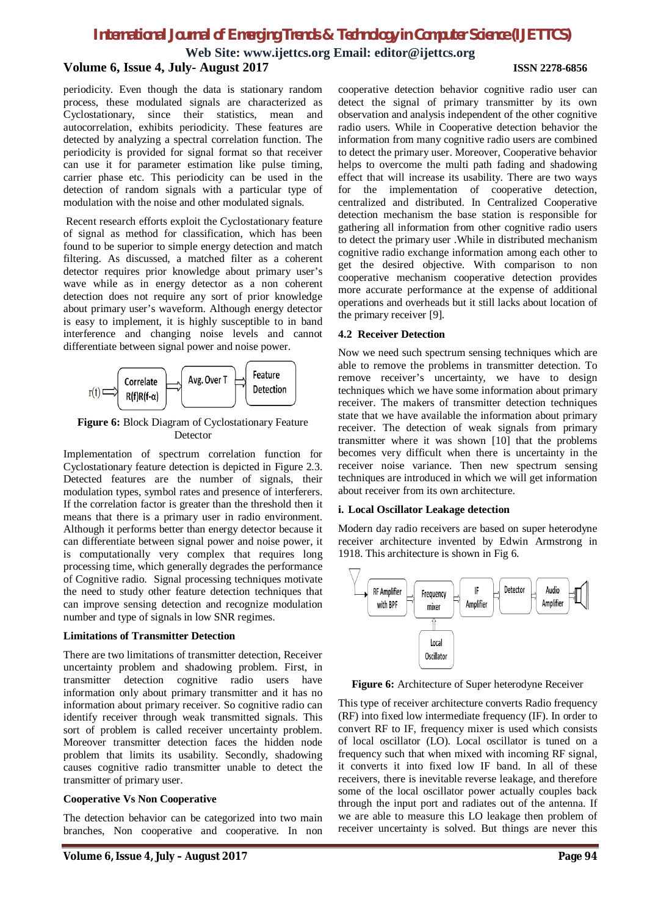periodicity. Even though the data is stationary random process, these modulated signals are characterized as Cyclostationary, since their statistics, mean and autocorrelation, exhibits periodicity. These features are detected by analyzing a spectral correlation function. The periodicity is provided for signal format so that receiver can use it for parameter estimation like pulse timing, carrier phase etc. This periodicity can be used in the detection of random signals with a particular type of modulation with the noise and other modulated signals.

Recent research efforts exploit the Cyclostationary feature of signal as method for classification, which has been found to be superior to simple energy detection and match filtering. As discussed, a matched filter as a coherent detector requires prior knowledge about primary user's wave while as in energy detector as a non coherent detection does not require any sort of prior knowledge about primary user's waveform. Although energy detector is easy to implement, it is highly susceptible to in band interference and changing noise levels and cannot differentiate between signal power and noise power.

r(t) → Correlate R(f)R(f-α) → Avg. Over T → Feature Detection

**Figure 6:** Block Diagram of Cyclostationary Feature Detector

Implementation of spectrum correlation function for Cyclostationary feature detection is depicted in Figure 2.3. Detected features are the number of signals, their modulation types, symbol rates and presence of interferers. If the correlation factor is greater than the threshold then it means that there is a primary user in radio environment. Although it performs better than energy detector because it can differentiate between signal power and noise power, it is computationally very complex that requires long processing time, which generally degrades the performance of Cognitive radio. Signal processing techniques motivate the need to study other feature detection techniques that can improve sensing detection and recognize modulation number and type of signals in low SNR regimes.

**Limitations of Transmitter Detection**

There are two limitations of transmitter detection, Receiver uncertainty problem and shadowing problem. First, in transmitter detection cognitive radio users have information only about primary transmitter and it has no information about primary receiver. So cognitive radio can identify receiver through weak transmitted signals. This sort of problem is called receiver uncertainty problem. Moreover transmitter detection faces the hidden node problem that limits its usability. Secondly, shadowing causes cognitive radio transmitter unable to detect the transmitter of primary user.

**Cooperative Vs Non Cooperative**

The detection behavior can be categorized into two main branches, Non cooperative and cooperative. In non cooperative detection behavior cognitive radio user can detect the signal of primary transmitter by its own observation and analysis independent of the other cognitive radio users. While in Cooperative detection behavior the information from many cognitive radio users are combined to detect the primary user. Moreover, Cooperative behavior helps to overcome the multi path fading and shadowing effect that will increase its usability. There are two ways for the implementation of cooperative detection, centralized and distributed. In Centralized Cooperative detection mechanism the base station is responsible for gathering all information from other cognitive radio users to detect the primary user .While in distributed mechanism cognitive radio exchange information among each other to get the desired objective. With comparison to non cooperative mechanism cooperative detection provides more accurate performance at the expense of additional operations and overheads but it still lacks about location of the primary receiver [9].

**4.2 Receiver Detection**

Now we need such spectrum sensing techniques which are able to remove the problems in transmitter detection. To remove receiver's uncertainty, we have to design techniques which we have some information about primary receiver. The makers of transmitter detection techniques state that we have available the information about primary receiver. The detection of weak signals from primary transmitter where it was shown [10] that the problems becomes very difficult when there is uncertainty in the receiver noise variance. Then new spectrum sensing techniques are introduced in which we will get information about receiver from its own architecture.

**i. Local Oscillator Leakage detection**

Modern day radio receivers are based on super heterodyne receiver architecture invented by Edwin Armstrong in 1918. This architecture is shown in Fig 6.

RF Amplifier with BPF → Frequency mixer → IF Amplifier → Detector → Audio Amplifier; Local Oscillator → Frequency mixer

**Figure 6:** Architecture of Super heterodyne Receiver

This type of receiver architecture converts Radio frequency (RF) into fixed low intermediate frequency (IF). In order to convert RF to IF, frequency mixer is used which consists of local oscillator (LO). Local oscillator is tuned on a frequency such that when mixed with incoming RF signal, it converts it into fixed low IF band. In all of these receivers, there is inevitable reverse leakage, and therefore some of the local oscillator power actually couples back through the input port and radiates out of the antenna. If we are able to measure this LO leakage then problem of receiver uncertainty is solved. But things are never this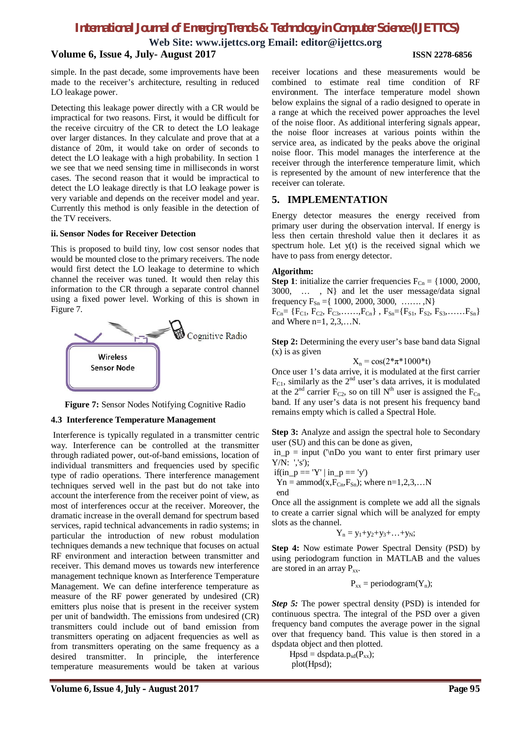simple. In the past decade, some improvements have been made to the receiver's architecture, resulting in reduced LO leakage power.

Detecting this leakage power directly with a CR would be impractical for two reasons. First, it would be difficult for the receive circuitry of the CR to detect the LO leakage over larger distances. In they calculate and prove that at a distance of 20m, it would take on order of seconds to detect the LO leakage with a high probability. In section 1 we see that we need sensing time in milliseconds in worst cases. The second reason that it would be impractical to detect the LO leakage directly is that LO leakage power is very variable and depends on the receiver model and year. Currently this method is only feasible in the detection of the TV receivers.

#### ii. Sensor Nodes for Receiver Detection

This is proposed to build tiny, low cost sensor nodes that would be mounted close to the primary receivers. The node would first detect the LO leakage to determine to which channel the receiver was tuned. It would then relay this information to the CR through a separate control channel using a fixed power level. Working of this is shown in Figure 7.

Cognitive Radio

Wireless Sensor Node

**Figure 7:** Sensor Nodes Notifying Cognitive Radio

### 4.3 Interference Temperature Management

Interference is typically regulated in a transmitter centric way. Interference can be controlled at the transmitter through radiated power, out-of-band emissions, location of individual transmitters and frequencies used by specific type of radio operations. There interference management techniques served well in the past but do not take into account the interference from the receiver point of view, as most of interferences occur at the receiver. Moreover, the dramatic increase in the overall demand for spectrum based services, rapid technical advancements in radio systems; in particular the introduction of new robust modulation techniques demands a new technique that focuses on actual RF environment and interaction between transmitter and receiver. This demand moves us towards new interference management technique known as Interference Temperature Management. We can define interference temperature as measure of the RF power generated by undesired (CR) emitters plus noise that is present in the receiver system per unit of bandwidth. The emissions from undesired (CR) transmitters could include out of band emission from transmitters operating on adjacent frequencies as well as from transmitters operating on the same frequency as a desired transmitter. In principle, the interference temperature measurements would be taken at various receiver locations and these measurements would be combined to estimate real time condition of RF environment. The interface temperature model shown below explains the signal of a radio designed to operate in a range at which the received power approaches the level of the noise floor. As additional interfering signals appear, the noise floor increases at various points within the service area, as indicated by the peaks above the original noise floor. This model manages the interference at the receiver through the interference temperature limit, which is represented by the amount of new interference that the receiver can tolerate.

## 5. IMPLEMENTATION

Energy detector measures the energy received from primary user during the observation interval. If energy is less then certain threshold value then it declares it as spectrum hole. Let y(t) is the received signal which we have to pass from energy detector.

**Algorithm:**

**Step 1**: initialize the carrier frequencies $F_{Cn}$ = {1000, 2000, 3000, … , N} and let the user message/data signal frequency $F_{Sn}$ ={ 1000, 2000, 3000, ……. ,N}

$F_{Cn}$= {$F_{C1}$, $F_{C2}$, $F_{C3}$,……,$F_{Cn}$} , $F_{Sn}$={$F_{S1}$, $F_{S2}$, $F_{S3}$,……$F_{Sn}$} and Where n=1, 2,3,…N.

**Step 2:** Determining the every user's base band data Signal (x) is as given

$$X_n = \cos(2*\pi*1000*t)$$

Once user 1's data arrive, it is modulated at the first carrier $F_{C1}$, similarly as the 2[nd] user's data arrives, it is modulated at the 2[nd] carrier $F_{C2}$, so on till N[th] user is assigned the $F_{Cn}$ band. If any user's data is not present his frequency band remains empty which is called a Spectral Hole.

**Step 3:** Analyze and assign the spectral hole to Secondary user (SU) and this can be done as given,

```
in_p = input ('\nDo you want to enter first primary user Y/N: ','s');
if(in_p == 'Y' | in_p == 'y')
  Yn = ammod(x,FCn,FSn); where n=1,2,3,…N
end
```

Once all the assignment is complete we add all the signals to create a carrier signal which will be analyzed for empty slots as the channel.

$$Y_n = y_1+y_2+y_3+…+y_N;$$

**Step 4:** Now estimate Power Spectral Density (PSD) by using periodogram function in MATLAB and the values are stored in an array $P_{xx}$.

$$P_{xx} = \text{periodogram}(Y_n);$$

***Step 5:*** The power spectral density (PSD) is intended for continuous spectra. The integral of the PSD over a given frequency band computes the average power in the signal over that frequency band. This value is then stored in a dspdata object and then plotted.

```
Hpsd = dspdata.psd(Pxx);
plot(Hpsd);
```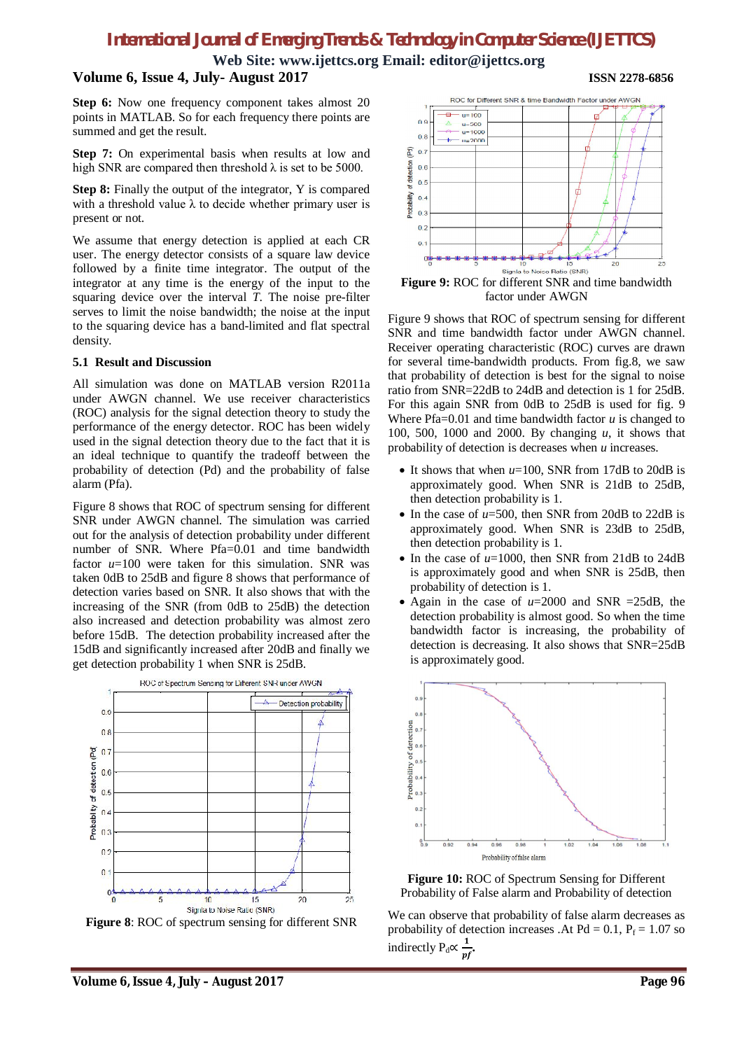**Step 6:** Now one frequency component takes almost 20 points in MATLAB. So for each frequency there points are summed and get the result.

**Step 7:** On experimental basis when results at low and high SNR are compared then threshold λ is set to be 5000.

**Step 8:** Finally the output of the integrator, Y is compared with a threshold value λ to decide whether primary user is present or not.

We assume that energy detection is applied at each CR user. The energy detector consists of a square law device followed by a finite time integrator. The output of the integrator at any time is the energy of the input to the squaring device over the interval *T*. The noise pre-filter serves to limit the noise bandwidth; the noise at the input to the squaring device has a band-limited and flat spectral density.

### 5.1 Result and Discussion

All simulation was done on MATLAB version R2011a under AWGN channel. We use receiver characteristics (ROC) analysis for the signal detection theory to study the performance of the energy detector. ROC has been widely used in the signal detection theory due to the fact that it is an ideal technique to quantify the tradeoff between the probability of detection (Pd) and the probability of false alarm (Pfa).

Figure 8 shows that ROC of spectrum sensing for different SNR under AWGN channel. The simulation was carried out for the analysis of detection probability under different number of SNR. Where Pfa=0.01 and time bandwidth factor *u*=100 were taken for this simulation. SNR was taken 0dB to 25dB and figure 8 shows that performance of detection varies based on SNR. It also shows that with the increasing of the SNR (from 0dB to 25dB) the detection also increased and detection probability was almost zero before 15dB. The detection probability increased after the 15dB and significantly increased after 20dB and finally we get detection probability 1 when SNR is 25dB.

**Figure 8**: ROC of spectrum sensing for different SNR

**Figure 9:** ROC for different SNR and time bandwidth factor under AWGN

Figure 9 shows that ROC of spectrum sensing for different SNR and time bandwidth factor under AWGN channel. Receiver operating characteristic (ROC) curves are drawn for several time-bandwidth products. From fig.8, we saw that probability of detection is best for the signal to noise ratio from SNR=22dB to 24dB and detection is 1 for 25dB. For this again SNR from 0dB to 25dB is used for fig. 9 Where Pfa=0.01 and time bandwidth factor *u* is changed to 100, 500, 1000 and 2000. By changing *u*, it shows that probability of detection is decreases when *u* increases.

- It shows that when *u*=100, SNR from 17dB to 20dB is approximately good. When SNR is 21dB to 25dB, then detection probability is 1.
- In the case of *u*=500, then SNR from 20dB to 22dB is approximately good. When SNR is 23dB to 25dB, then detection probability is 1.
- In the case of *u*=1000, then SNR from 21dB to 24dB is approximately good and when SNR is 25dB, then probability of detection is 1.
- Again in the case of *u*=2000 and SNR =25dB, the detection probability is almost good. So when the time bandwidth factor is increasing, the probability of detection is decreasing. It also shows that SNR=25dB is approximately good.

**Figure 10:** ROC of Spectrum Sensing for Different Probability of False alarm and Probability of detection

We can observe that probability of false alarm decreases as probability of detection increases .At Pd = 0.1, $P_f$ = 1.07 so indirectly $P_d \propto \frac{1}{pf}$.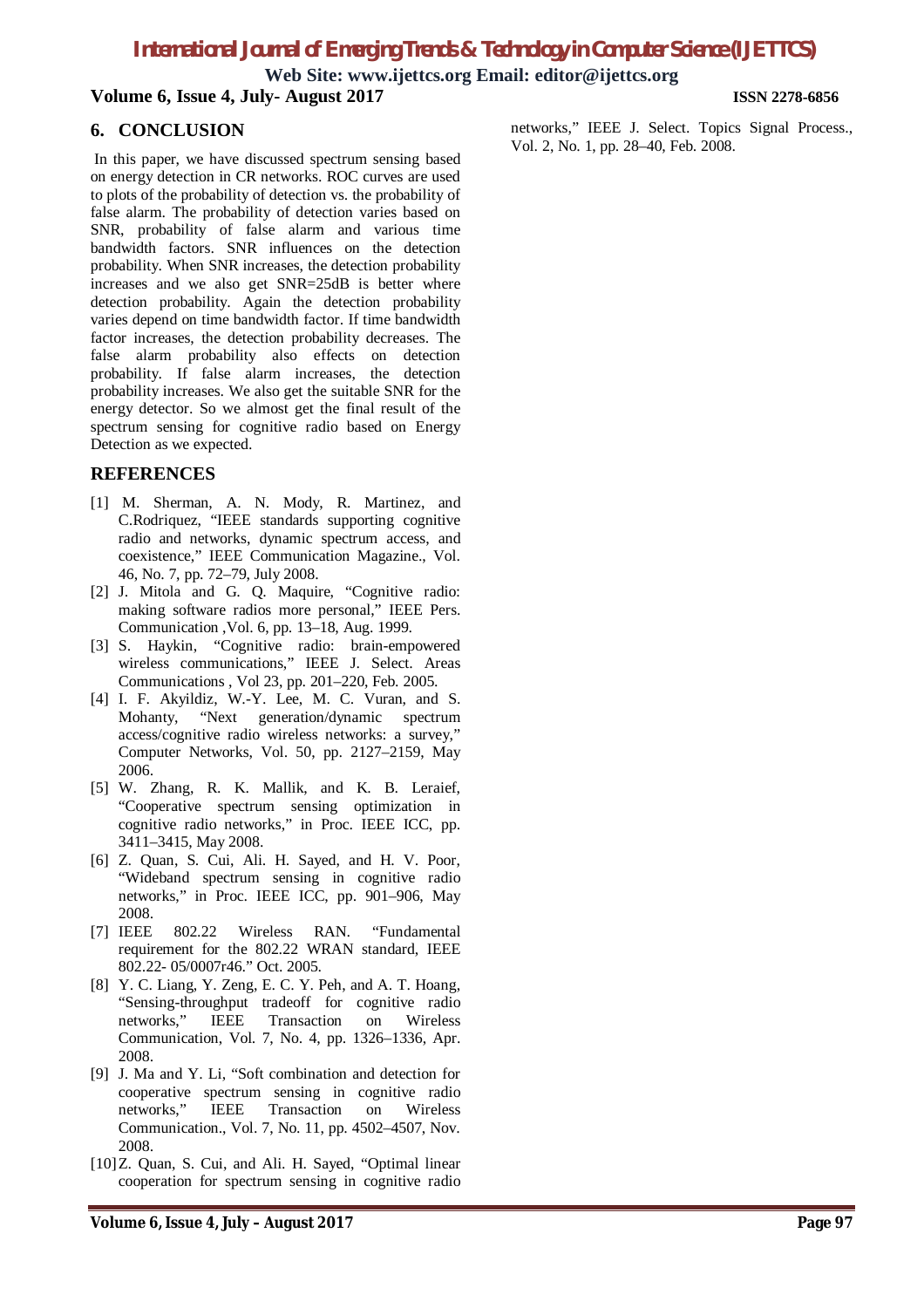## 6. CONCLUSION

In this paper, we have discussed spectrum sensing based on energy detection in CR networks. ROC curves are used to plots of the probability of detection vs. the probability of false alarm. The probability of detection varies based on SNR, probability of false alarm and various time bandwidth factors. SNR influences on the detection probability. When SNR increases, the detection probability increases and we also get SNR=25dB is better where detection probability. Again the detection probability varies depend on time bandwidth factor. If time bandwidth factor increases, the detection probability decreases. The false alarm probability also effects on detection probability. If false alarm increases, the detection probability increases. We also get the suitable SNR for the energy detector. So we almost get the final result of the spectrum sensing for cognitive radio based on Energy Detection as we expected.

## REFERENCES

[1] M. Sherman, A. N. Mody, R. Martinez, and C.Rodriquez, "IEEE standards supporting cognitive radio and networks, dynamic spectrum access, and coexistence," IEEE Communication Magazine., Vol. 46, No. 7, pp. 72–79, July 2008.

[2] J. Mitola and G. Q. Maquire, "Cognitive radio: making software radios more personal," IEEE Pers. Communication ,Vol. 6, pp. 13–18, Aug. 1999.

[3] S. Haykin, "Cognitive radio: brain-empowered wireless communications," IEEE J. Select. Areas Communications , Vol 23, pp. 201–220, Feb. 2005.

[4] I. F. Akyildiz, W.-Y. Lee, M. C. Vuran, and S. Mohanty, "Next generation/dynamic spectrum access/cognitive radio wireless networks: a survey," Computer Networks, Vol. 50, pp. 2127–2159, May 2006.

[5] W. Zhang, R. K. Mallik, and K. B. Leraief, "Cooperative spectrum sensing optimization in cognitive radio networks," in Proc. IEEE ICC, pp. 3411–3415, May 2008.

[6] Z. Quan, S. Cui, Ali. H. Sayed, and H. V. Poor, "Wideband spectrum sensing in cognitive radio networks," in Proc. IEEE ICC, pp. 901–906, May 2008.

[7] IEEE 802.22 Wireless RAN. "Fundamental requirement for the 802.22 WRAN standard, IEEE 802.22- 05/0007r46." Oct. 2005.

[8] Y. C. Liang, Y. Zeng, E. C. Y. Peh, and A. T. Hoang, "Sensing-throughput tradeoff for cognitive radio networks," IEEE Transaction on Wireless Communication, Vol. 7, No. 4, pp. 1326–1336, Apr. 2008.

[9] J. Ma and Y. Li, "Soft combination and detection for cooperative spectrum sensing in cognitive radio networks," IEEE Transaction on Wireless Communication., Vol. 7, No. 11, pp. 4502–4507, Nov. 2008.

[10] Z. Quan, S. Cui, and Ali. H. Sayed, "Optimal linear cooperation for spectrum sensing in cognitive radio networks," IEEE J. Select. Topics Signal Process., Vol. 2, No. 1, pp. 28–40, Feb. 2008.